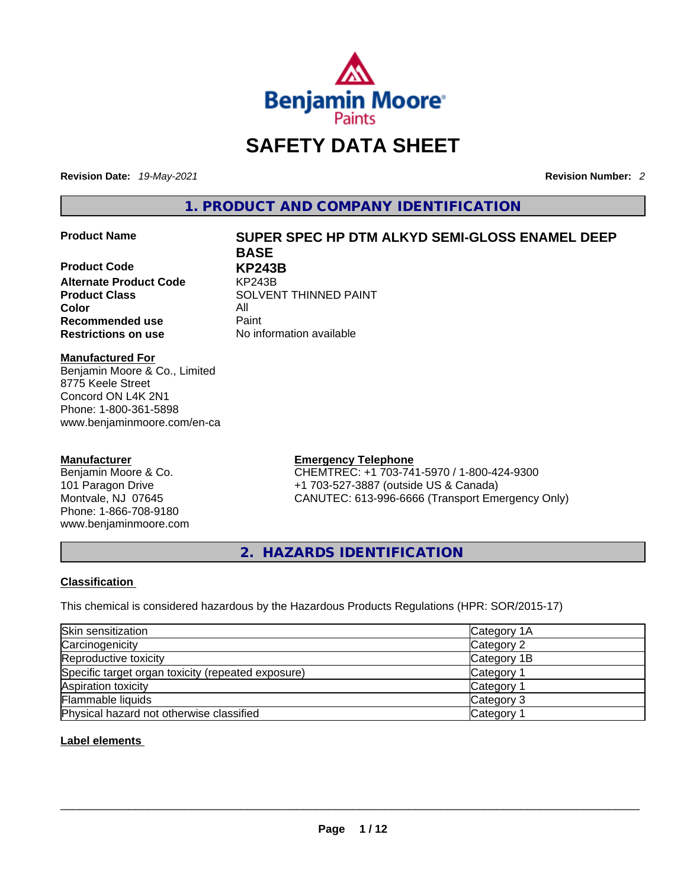Benjamin Moore Paints

# SAFETY DATA SHEET

**Revision Date:** *19-May-2021* **Revision Number:** *2*

## 1. PRODUCT AND COMPANY IDENTIFICATION

**Product Name** **SUPER SPEC HP DTM ALKYD SEMI-GLOSS ENAMEL DEEP BASE**

**Product Code** **KP243B**

**Alternate Product Code** KP243B

**Product Class** SOLVENT THINNED PAINT

**Color** All

**Recommended use** Paint

**Restrictions on use** No information available

**Manufactured For**
Benjamin Moore & Co., Limited
8775 Keele Street
Concord ON L4K 2N1
Phone: 1-800-361-5898
www.benjaminmoore.com/en-ca

**Manufacturer**
Benjamin Moore & Co.
101 Paragon Drive
Montvale, NJ 07645
Phone: 1-866-708-9180
www.benjaminmoore.com

**Emergency Telephone**
CHEMTREC: +1 703-741-5970 / 1-800-424-9300
+1 703-527-3887 (outside US & Canada)
CANUTEC: 613-996-6666 (Transport Emergency Only)

## 2. HAZARDS IDENTIFICATION

### Classification

This chemical is considered hazardous by the Hazardous Products Regulations (HPR: SOR/2015-17)

| | |
|---|---|
| Skin sensitization | Category 1A |
| Carcinogenicity | Category 2 |
| Reproductive toxicity | Category 1B |
| Specific target organ toxicity (repeated exposure) | Category 1 |
| Aspiration toxicity | Category 1 |
| Flammable liquids | Category 3 |
| Physical hazard not otherwise classified | Category 1 |

### Label elements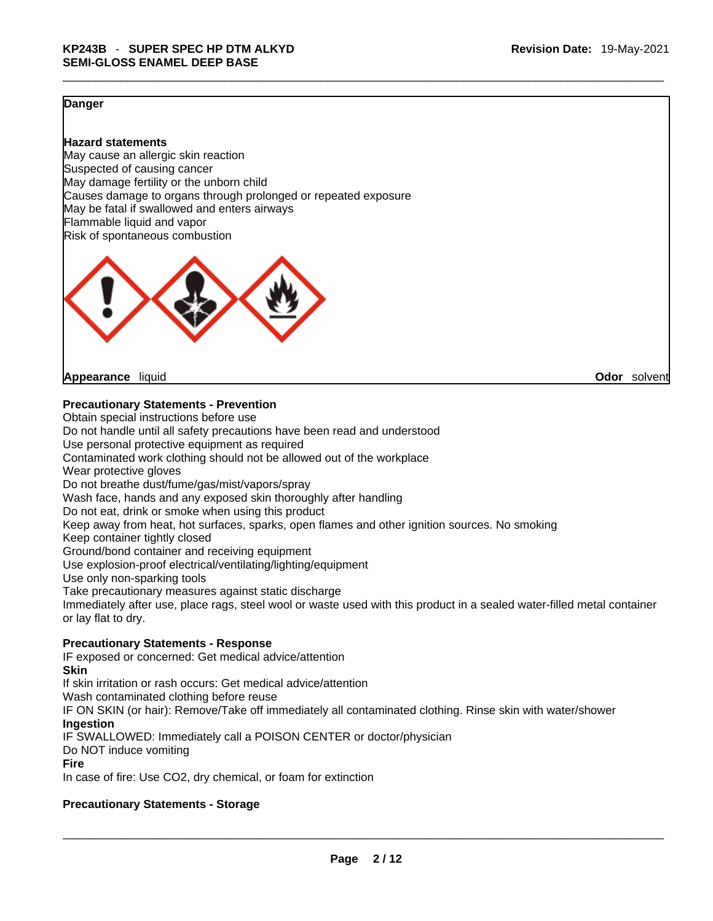**Danger**

**Hazard statements**
May cause an allergic skin reaction
Suspected of causing cancer
May damage fertility or the unborn child
Causes damage to organs through prolonged or repeated exposure
May be fatal if swallowed and enters airways
Flammable liquid and vapor
Risk of spontaneous combustion

**Appearance** liquid **Odor** solvent

**Precautionary Statements - Prevention**
Obtain special instructions before use
Do not handle until all safety precautions have been read and understood
Use personal protective equipment as required
Contaminated work clothing should not be allowed out of the workplace
Wear protective gloves
Do not breathe dust/fume/gas/mist/vapors/spray
Wash face, hands and any exposed skin thoroughly after handling
Do not eat, drink or smoke when using this product
Keep away from heat, hot surfaces, sparks, open flames and other ignition sources. No smoking
Keep container tightly closed
Ground/bond container and receiving equipment
Use explosion-proof electrical/ventilating/lighting/equipment
Use only non-sparking tools
Take precautionary measures against static discharge
Immediately after use, place rags, steel wool or waste used with this product in a sealed water-filled metal container or lay flat to dry.

**Precautionary Statements - Response**
IF exposed or concerned: Get medical advice/attention
**Skin**
If skin irritation or rash occurs: Get medical advice/attention
Wash contaminated clothing before reuse
IF ON SKIN (or hair): Remove/Take off immediately all contaminated clothing. Rinse skin with water/shower
**Ingestion**
IF SWALLOWED: Immediately call a POISON CENTER or doctor/physician
Do NOT induce vomiting
**Fire**
In case of fire: Use $CO_2$, dry chemical, or foam for extinction

**Precautionary Statements - Storage**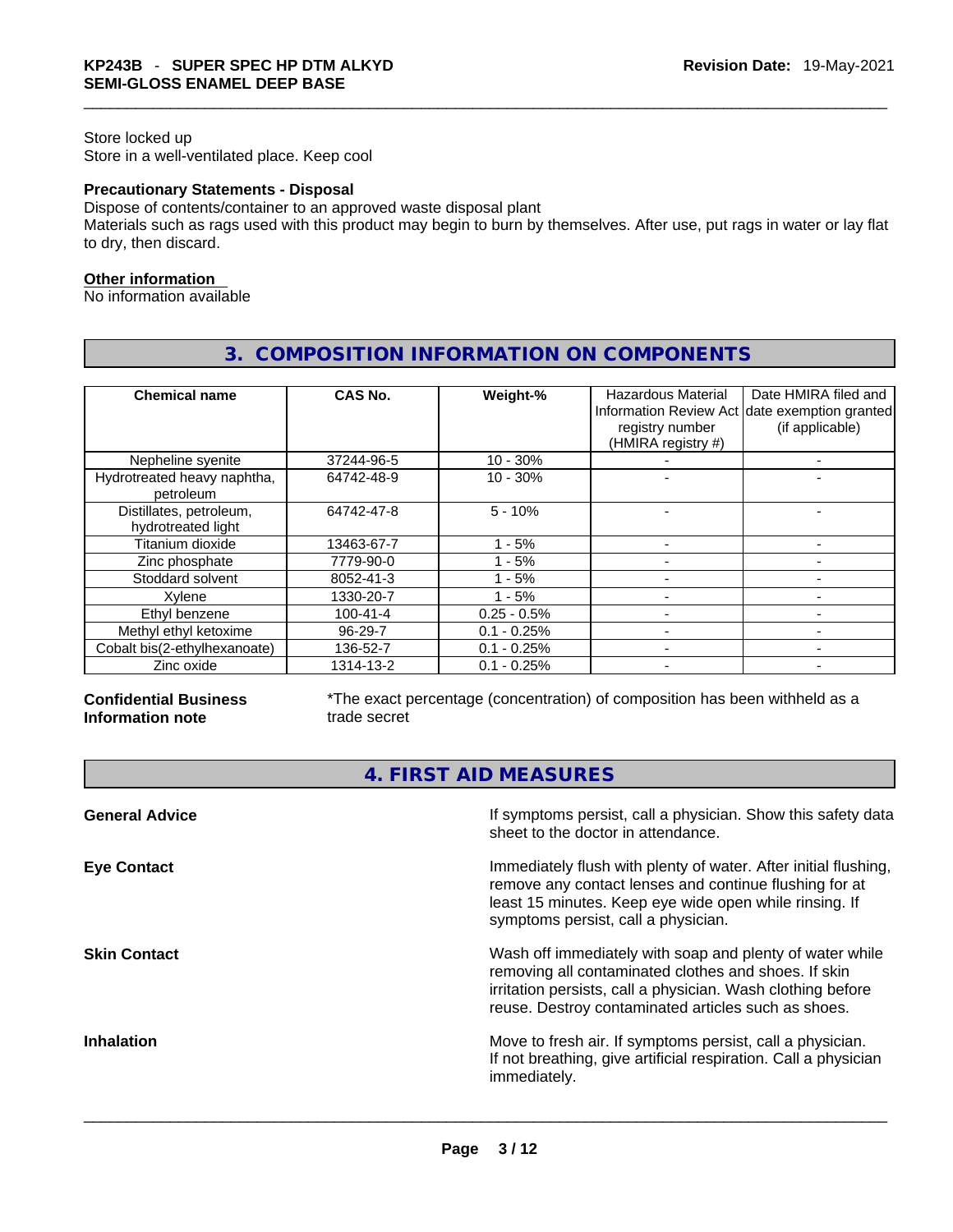Store locked up
Store in a well-ventilated place. Keep cool

**Precautionary Statements - Disposal**
Dispose of contents/container to an approved waste disposal plant
Materials such as rags used with this product may begin to burn by themselves. After use, put rags in water or lay flat to dry, then discard.

**Other information**
No information available

## 3. COMPOSITION INFORMATION ON COMPONENTS

| Chemical name | CAS No. | Weight-% | Hazardous Material Information Review Act registry number (HMIRA registry #) | Date HMIRA filed and date exemption granted (if applicable) |
|---|---|---|---|---|
| Nepheline syenite | 37244-96-5 | 10 - 30% | - | - |
| Hydrotreated heavy naphtha, petroleum | 64742-48-9 | 10 - 30% | - | - |
| Distillates, petroleum, hydrotreated light | 64742-47-8 | 5 - 10% | - | - |
| Titanium dioxide | 13463-67-7 | 1 - 5% | - | - |
| Zinc phosphate | 7779-90-0 | 1 - 5% | - | - |
| Stoddard solvent | 8052-41-3 | 1 - 5% | - | - |
| Xylene | 1330-20-7 | 1 - 5% | - | - |
| Ethyl benzene | 100-41-4 | 0.25 - 0.5% | - | - |
| Methyl ethyl ketoxime | 96-29-7 | 0.1 - 0.25% | - | - |
| Cobalt bis(2-ethylhexanoate) | 136-52-7 | 0.1 - 0.25% | - | - |
| Zinc oxide | 1314-13-2 | 0.1 - 0.25% | - | - |

**Confidential Business Information note**
*The exact percentage (concentration) of composition has been withheld as a trade secret

## 4. FIRST AID MEASURES

**General Advice**
If symptoms persist, call a physician. Show this safety data sheet to the doctor in attendance.

**Eye Contact**
Immediately flush with plenty of water. After initial flushing, remove any contact lenses and continue flushing for at least 15 minutes. Keep eye wide open while rinsing. If symptoms persist, call a physician.

**Skin Contact**
Wash off immediately with soap and plenty of water while removing all contaminated clothes and shoes. If skin irritation persists, call a physician. Wash clothing before reuse. Destroy contaminated articles such as shoes.

**Inhalation**
Move to fresh air. If symptoms persist, call a physician.
If not breathing, give artificial respiration. Call a physician immediately.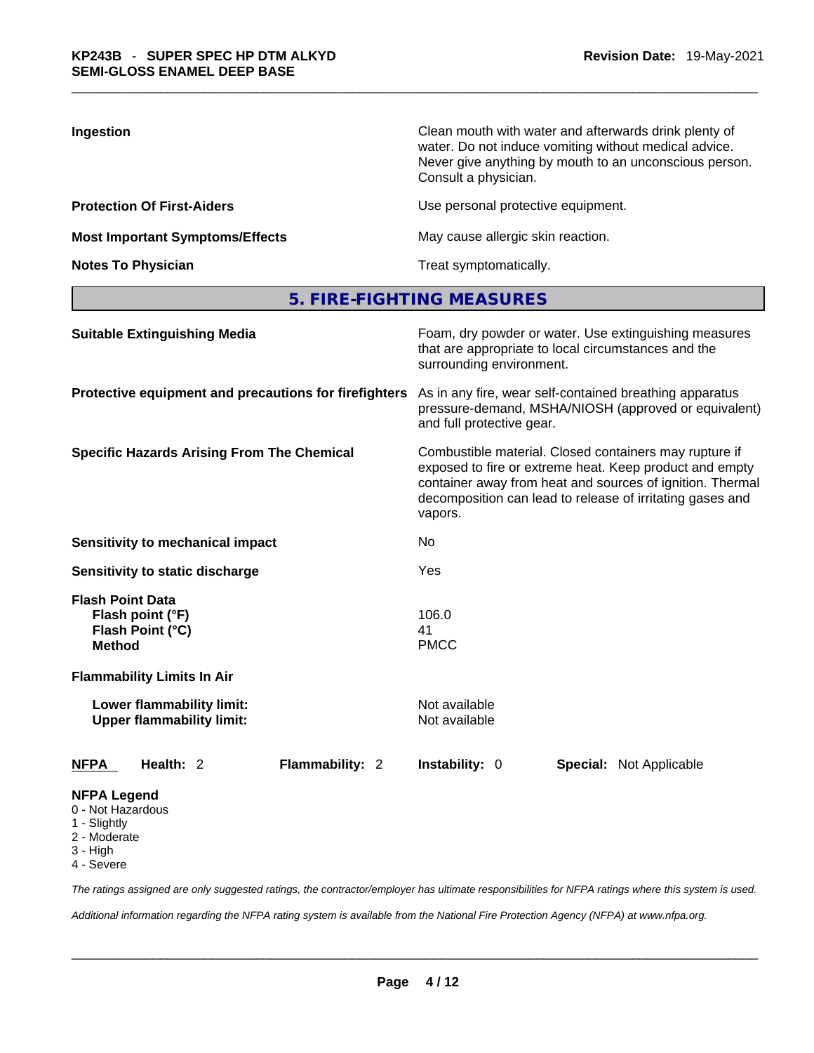| | |
|---|---|
| **Ingestion** | Clean mouth with water and afterwards drink plenty of water. Do not induce vomiting without medical advice. Never give anything by mouth to an unconscious person. Consult a physician. |
| **Protection Of First-Aiders** | Use personal protective equipment. |
| **Most Important Symptoms/Effects** | May cause allergic skin reaction. |
| **Notes To Physician** | Treat symptomatically. |

## 5. FIRE-FIGHTING MEASURES

| | |
|---|---|
| **Suitable Extinguishing Media** | Foam, dry powder or water. Use extinguishing measures that are appropriate to local circumstances and the surrounding environment. |
| **Protective equipment and precautions for firefighters** | As in any fire, wear self-contained breathing apparatus pressure-demand, MSHA/NIOSH (approved or equivalent) and full protective gear. |
| **Specific Hazards Arising From The Chemical** | Combustible material. Closed containers may rupture if exposed to fire or extreme heat. Keep product and empty container away from heat and sources of ignition. Thermal decomposition can lead to release of irritating gases and vapors. |
| **Sensitivity to mechanical impact** | No |
| **Sensitivity to static discharge** | Yes |
| **Flash Point Data** | |
| **Flash point (°F)** | 106.0 |
| **Flash Point (°C)** | 41 |
| **Method** | PMCC |
| **Flammability Limits In Air** | |
| **Lower flammability limit:** | Not available |
| **Upper flammability limit:** | Not available |

| NFPA | Health: 2 | Flammability: 2 | Instability: 0 | Special: Not Applicable |
|---|---|---|---|---|

**NFPA Legend**
0 - Not Hazardous
1 - Slightly
2 - Moderate
3 - High
4 - Severe

*The ratings assigned are only suggested ratings, the contractor/employer has ultimate responsibilities for NFPA ratings where this system is used.*

*Additional information regarding the NFPA rating system is available from the National Fire Protection Agency (NFPA) at www.nfpa.org.*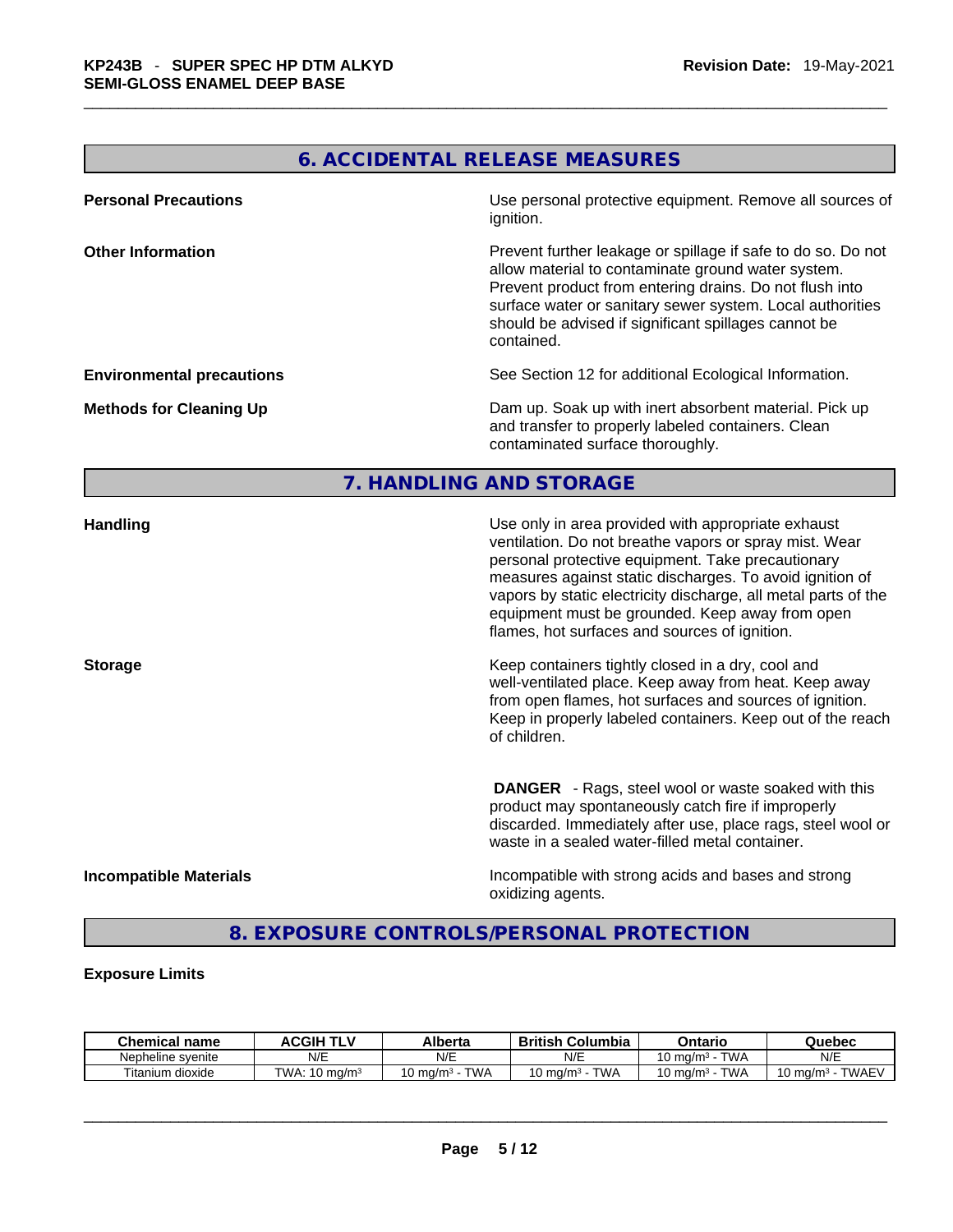## 6. ACCIDENTAL RELEASE MEASURES

**Personal Precautions**

Use personal protective equipment. Remove all sources of ignition.

**Other Information**

Prevent further leakage or spillage if safe to do so. Do not allow material to contaminate ground water system. Prevent product from entering drains. Do not flush into surface water or sanitary sewer system. Local authorities should be advised if significant spillages cannot be contained.

**Environmental precautions**

See Section 12 for additional Ecological Information.

**Methods for Cleaning Up**

Dam up. Soak up with inert absorbent material. Pick up and transfer to properly labeled containers. Clean contaminated surface thoroughly.

## 7. HANDLING AND STORAGE

**Handling**

Use only in area provided with appropriate exhaust ventilation. Do not breathe vapors or spray mist. Wear personal protective equipment. Take precautionary measures against static discharges. To avoid ignition of vapors by static electricity discharge, all metal parts of the equipment must be grounded. Keep away from open flames, hot surfaces and sources of ignition.

**Storage**

Keep containers tightly closed in a dry, cool and well-ventilated place. Keep away from heat. Keep away from open flames, hot surfaces and sources of ignition. Keep in properly labeled containers. Keep out of the reach of children.

**DANGER** - Rags, steel wool or waste soaked with this product may spontaneously catch fire if improperly discarded. Immediately after use, place rags, steel wool or waste in a sealed water-filled metal container.

**Incompatible Materials**

Incompatible with strong acids and bases and strong oxidizing agents.

## 8. EXPOSURE CONTROLS/PERSONAL PROTECTION

**Exposure Limits**

| Chemical name | ACGIH TLV | Alberta | British Columbia | Ontario | Quebec |
|---|---|---|---|---|---|
| Nepheline syenite | N/E | N/E | N/E | 10 mg/m³ - TWA | N/E |
| Titanium dioxide | TWA: 10 mg/m³ | 10 mg/m³ - TWA | 10 mg/m³ - TWA | 10 mg/m³ - TWA | 10 mg/m³ - TWAEV |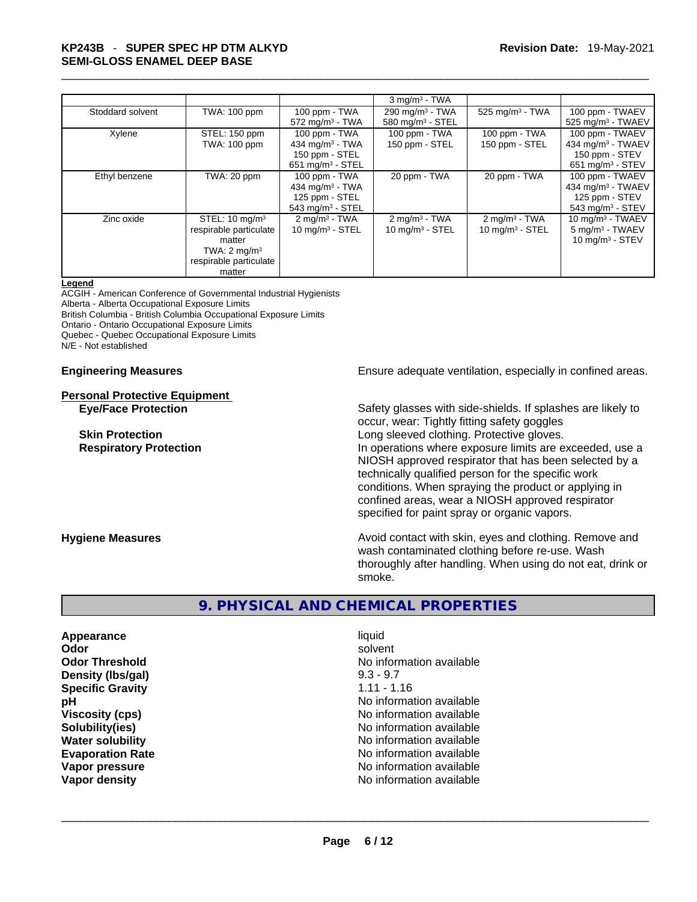| | | | | | |
|---|---|---|---|---|---|
| | | | 3 mg/m³ - TWA | | |
| Stoddard solvent | TWA: 100 ppm | 100 ppm - TWA<br>572 mg/m³ - TWA | 290 mg/m³ - TWA<br>580 mg/m³ - STEL | 525 mg/m³ - TWA | 100 ppm - TWAEV<br>525 mg/m³ - TWAEV |
| Xylene | STEL: 150 ppm<br>TWA: 100 ppm | 100 ppm - TWA<br>434 mg/m³ - TWA<br>150 ppm - STEL<br>651 mg/m³ - STEL | 100 ppm - TWA<br>150 ppm - STEL | 100 ppm - TWA<br>150 ppm - STEL | 100 ppm - TWAEV<br>434 mg/m³ - TWAEV<br>150 ppm - STEV<br>651 mg/m³ - STEV |
| Ethyl benzene | TWA: 20 ppm | 100 ppm - TWA<br>434 mg/m³ - TWA<br>125 ppm - STEL<br>543 mg/m³ - STEL | 20 ppm - TWA | 20 ppm - TWA | 100 ppm - TWAEV<br>434 mg/m³ - TWAEV<br>125 ppm - STEV<br>543 mg/m³ - STEV |
| Zinc oxide | STEL: 10 mg/m³ respirable particulate matter<br>TWA: 2 mg/m³ respirable particulate matter | 2 mg/m³ - TWA<br>10 mg/m³ - STEL | 2 mg/m³ - TWA<br>10 mg/m³ - STEL | 2 mg/m³ - TWA<br>10 mg/m³ - STEL | 10 mg/m³ - TWAEV<br>5 mg/m³ - TWAEV<br>10 mg/m³ - STEV |

**Legend**

ACGIH - American Conference of Governmental Industrial Hygienists
Alberta - Alberta Occupational Exposure Limits
British Columbia - British Columbia Occupational Exposure Limits
Ontario - Ontario Occupational Exposure Limits
Quebec - Quebec Occupational Exposure Limits
N/E - Not established

**Engineering Measures** Ensure adequate ventilation, especially in confined areas.

**Personal Protective Equipment**

**Eye/Face Protection** Safety glasses with side-shields. If splashes are likely to occur, wear: Tightly fitting safety goggles

**Skin Protection** Long sleeved clothing. Protective gloves.

**Respiratory Protection** In operations where exposure limits are exceeded, use a NIOSH approved respirator that has been selected by a technically qualified person for the specific work conditions. When spraying the product or applying in confined areas, wear a NIOSH approved respirator specified for paint spray or organic vapors.

**Hygiene Measures** Avoid contact with skin, eyes and clothing. Remove and wash contaminated clothing before re-use. Wash thoroughly after handling. When using do not eat, drink or smoke.

## 9. PHYSICAL AND CHEMICAL PROPERTIES

| | |
|---|---|
| **Appearance** | liquid |
| **Odor** | solvent |
| **Odor Threshold** | No information available |
| **Density (lbs/gal)** | 9.3 - 9.7 |
| **Specific Gravity** | 1.11 - 1.16 |
| **pH** | No information available |
| **Viscosity (cps)** | No information available |
| **Solubility(ies)** | No information available |
| **Water solubility** | No information available |
| **Evaporation Rate** | No information available |
| **Vapor pressure** | No information available |
| **Vapor density** | No information available |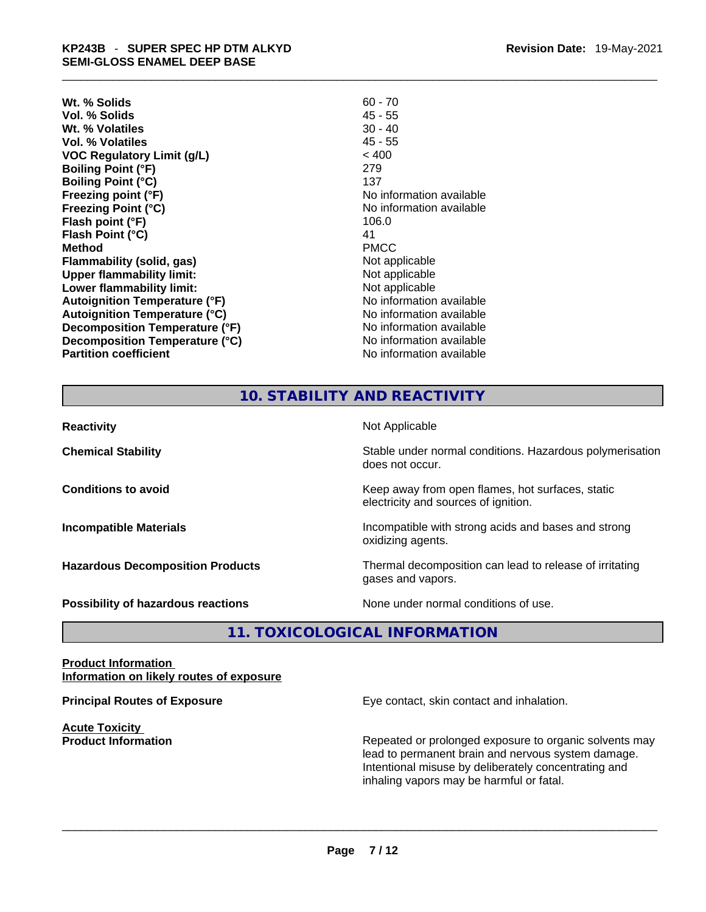| | |
|---|---|
| **Wt. % Solids** | 60 - 70 |
| **Vol. % Solids** | 45 - 55 |
| **Wt. % Volatiles** | 30 - 40 |
| **Vol. % Volatiles** | 45 - 55 |
| **VOC Regulatory Limit (g/L)** | < 400 |
| **Boiling Point (°F)** | 279 |
| **Boiling Point (°C)** | 137 |
| **Freezing point (°F)** | No information available |
| **Freezing Point (°C)** | No information available |
| **Flash point (°F)** | 106.0 |
| **Flash Point (°C)** | 41 |
| **Method** | PMCC |
| **Flammability (solid, gas)** | Not applicable |
| **Upper flammability limit:** | Not applicable |
| **Lower flammability limit:** | Not applicable |
| **Autoignition Temperature (°F)** | No information available |
| **Autoignition Temperature (°C)** | No information available |
| **Decomposition Temperature (°F)** | No information available |
| **Decomposition Temperature (°C)** | No information available |
| **Partition coefficient** | No information available |

## 10. STABILITY AND REACTIVITY

| | |
|---|---|
| **Reactivity** | Not Applicable |
| **Chemical Stability** | Stable under normal conditions. Hazardous polymerisation does not occur. |
| **Conditions to avoid** | Keep away from open flames, hot surfaces, static electricity and sources of ignition. |
| **Incompatible Materials** | Incompatible with strong acids and bases and strong oxidizing agents. |
| **Hazardous Decomposition Products** | Thermal decomposition can lead to release of irritating gases and vapors. |
| **Possibility of hazardous reactions** | None under normal conditions of use. |

## 11. TOXICOLOGICAL INFORMATION

**Product Information**
**Information on likely routes of exposure**

**Principal Routes of Exposure** — Eye contact, skin contact and inhalation.

**Acute Toxicity**
**Product Information** — Repeated or prolonged exposure to organic solvents may lead to permanent brain and nervous system damage. Intentional misuse by deliberately concentrating and inhaling vapors may be harmful or fatal.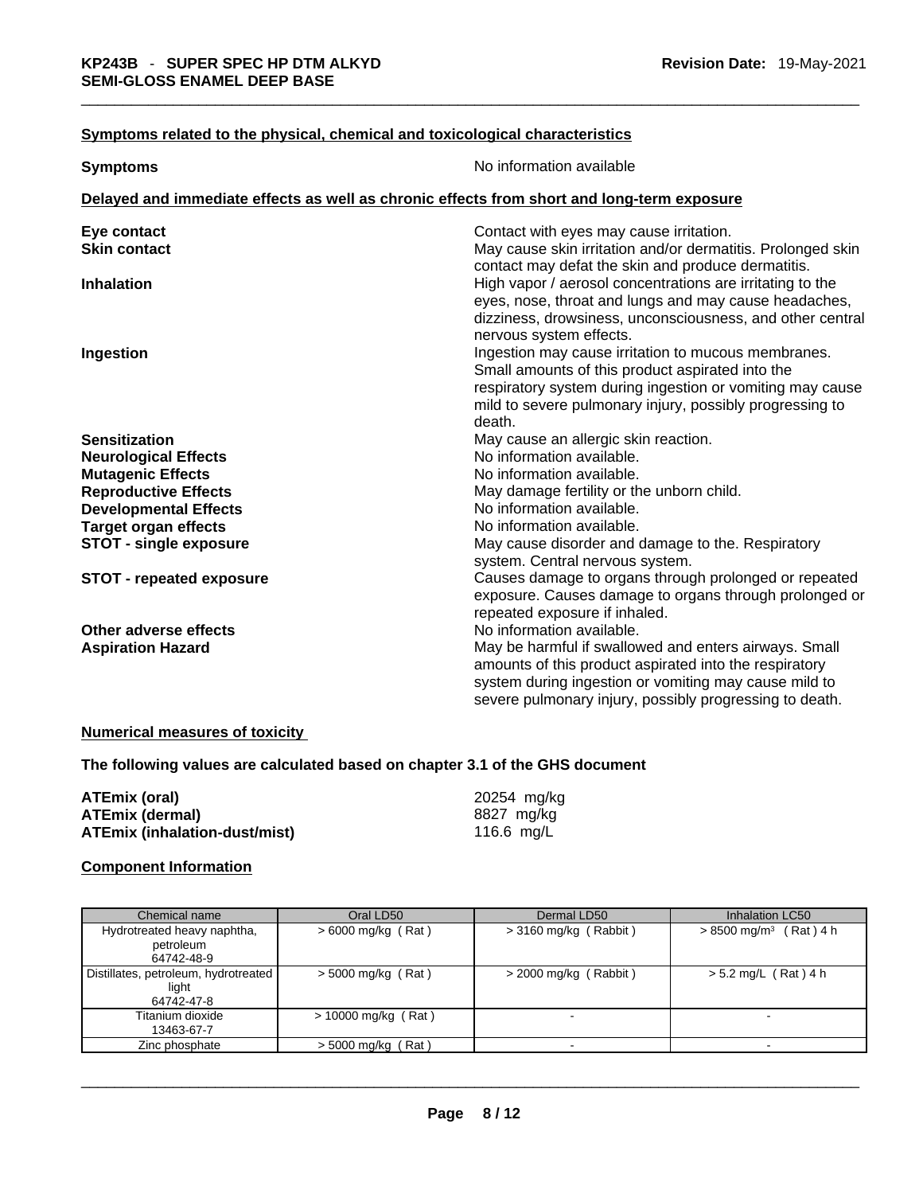**Symptoms related to the physical, chemical and toxicological characteristics**

**Symptoms** No information available

**Delayed and immediate effects as well as chronic effects from short and long-term exposure**

**Eye contact** Contact with eyes may cause irritation.

**Skin contact** May cause skin irritation and/or dermatitis. Prolonged skin contact may defat the skin and produce dermatitis.

**Inhalation** High vapor / aerosol concentrations are irritating to the eyes, nose, throat and lungs and may cause headaches, dizziness, drowsiness, unconsciousness, and other central nervous system effects.

**Ingestion** Ingestion may cause irritation to mucous membranes. Small amounts of this product aspirated into the respiratory system during ingestion or vomiting may cause mild to severe pulmonary injury, possibly progressing to death.

**Sensitization** May cause an allergic skin reaction.

**Neurological Effects** No information available.

**Mutagenic Effects** No information available.

**Reproductive Effects** May damage fertility or the unborn child.

**Developmental Effects** No information available.

**Target organ effects** No information available.

**STOT - single exposure** May cause disorder and damage to the. Respiratory system. Central nervous system.

**STOT - repeated exposure** Causes damage to organs through prolonged or repeated exposure. Causes damage to organs through prolonged or repeated exposure if inhaled.

**Other adverse effects** No information available.

**Aspiration Hazard** May be harmful if swallowed and enters airways. Small amounts of this product aspirated into the respiratory system during ingestion or vomiting may cause mild to severe pulmonary injury, possibly progressing to death.

**Numerical measures of toxicity**

**The following values are calculated based on chapter 3.1 of the GHS document**

**ATEmix (oral)** 20254 mg/kg
**ATEmix (dermal)** 8827 mg/kg
**ATEmix (inhalation-dust/mist)** 116.6 mg/L

**Component Information**

| Chemical name | Oral LD50 | Dermal LD50 | Inhalation LC50 |
|---|---|---|---|
| Hydrotreated heavy naphtha, petroleum 64742-48-9 | > 6000 mg/kg ( Rat ) | > 3160 mg/kg ( Rabbit ) | > 8500 mg/m³ ( Rat ) 4 h |
| Distillates, petroleum, hydrotreated light 64742-47-8 | > 5000 mg/kg ( Rat ) | > 2000 mg/kg ( Rabbit ) | > 5.2 mg/L ( Rat ) 4 h |
| Titanium dioxide 13463-67-7 | > 10000 mg/kg ( Rat ) | - | - |
| Zinc phosphate | > 5000 mg/kg ( Rat ) | - | - |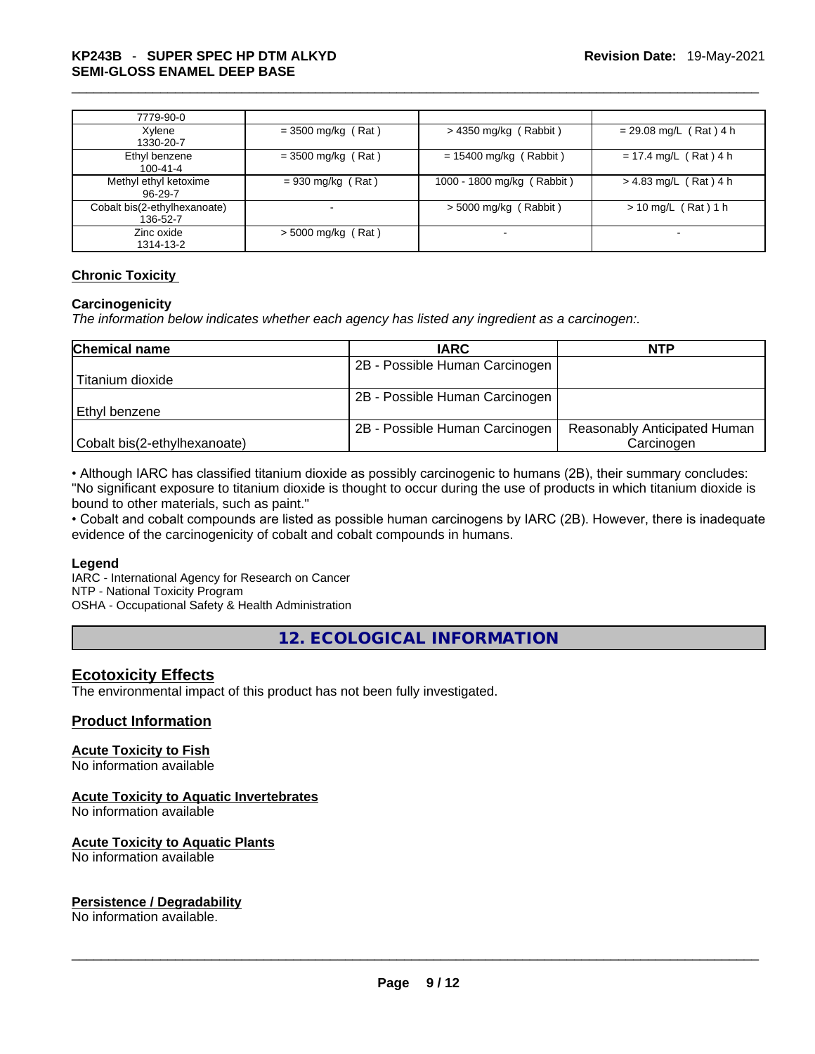| | | | |
|---|---|---|---|
| 7779-90-0 | | | |
| Xylene<br>1330-20-7 | = 3500 mg/kg ( Rat ) | > 4350 mg/kg ( Rabbit ) | = 29.08 mg/L ( Rat ) 4 h |
| Ethyl benzene<br>100-41-4 | = 3500 mg/kg ( Rat ) | = 15400 mg/kg ( Rabbit ) | = 17.4 mg/L ( Rat ) 4 h |
| Methyl ethyl ketoxime<br>96-29-7 | = 930 mg/kg ( Rat ) | 1000 - 1800 mg/kg ( Rabbit ) | > 4.83 mg/L ( Rat ) 4 h |
| Cobalt bis(2-ethylhexanoate)<br>136-52-7 | - | > 5000 mg/kg ( Rabbit ) | > 10 mg/L ( Rat ) 1 h |
| Zinc oxide<br>1314-13-2 | > 5000 mg/kg ( Rat ) | - | - |

**Chronic Toxicity**

**Carcinogenicity**

*The information below indicates whether each agency has listed any ingredient as a carcinogen:.*

| Chemical name | IARC | NTP |
|---|---|---|
| Titanium dioxide | 2B - Possible Human Carcinogen | |
| Ethyl benzene | 2B - Possible Human Carcinogen | |
| Cobalt bis(2-ethylhexanoate) | 2B - Possible Human Carcinogen | Reasonably Anticipated Human Carcinogen |

• Although IARC has classified titanium dioxide as possibly carcinogenic to humans (2B), their summary concludes: "No significant exposure to titanium dioxide is thought to occur during the use of products in which titanium dioxide is bound to other materials, such as paint."

• Cobalt and cobalt compounds are listed as possible human carcinogens by IARC (2B). However, there is inadequate evidence of the carcinogenicity of cobalt and cobalt compounds in humans.

**Legend**

IARC - International Agency for Research on Cancer
NTP - National Toxicity Program
OSHA - Occupational Safety & Health Administration

## 12. ECOLOGICAL INFORMATION

**Ecotoxicity Effects**

The environmental impact of this product has not been fully investigated.

**Product Information**

**Acute Toxicity to Fish**

No information available

**Acute Toxicity to Aquatic Invertebrates**

No information available

**Acute Toxicity to Aquatic Plants**

No information available

**Persistence / Degradability**

No information available.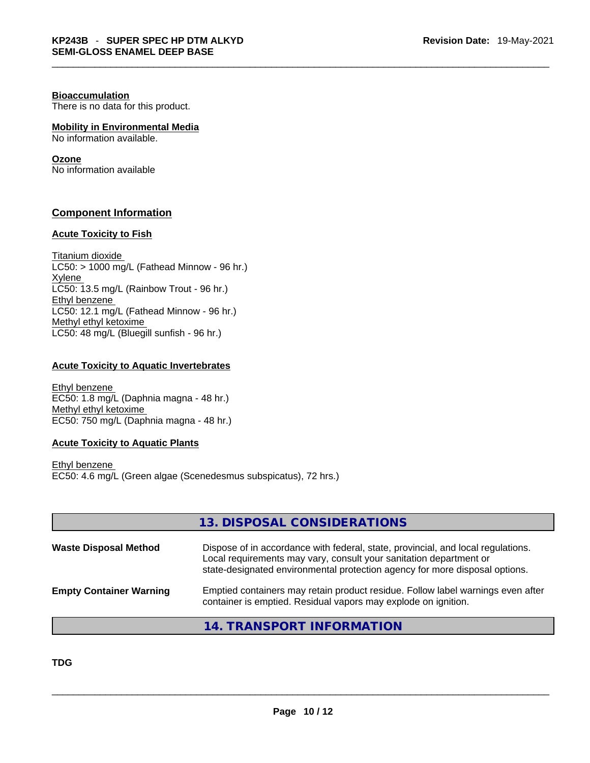#### Bioaccumulation

There is no data for this product.

#### Mobility in Environmental Media

No information available.

#### Ozone

No information available

### Component Information

#### Acute Toxicity to Fish

Titanium dioxide
LC50: > 1000 mg/L (Fathead Minnow - 96 hr.)
Xylene
LC50: 13.5 mg/L (Rainbow Trout - 96 hr.)
Ethyl benzene
LC50: 12.1 mg/L (Fathead Minnow - 96 hr.)
Methyl ethyl ketoxime
LC50: 48 mg/L (Bluegill sunfish - 96 hr.)

#### Acute Toxicity to Aquatic Invertebrates

Ethyl benzene
EC50: 1.8 mg/L (Daphnia magna - 48 hr.)
Methyl ethyl ketoxime
EC50: 750 mg/L (Daphnia magna - 48 hr.)

#### Acute Toxicity to Aquatic Plants

Ethyl benzene
EC50: 4.6 mg/L (Green algae (Scenedesmus subspicatus), 72 hrs.)

## 13. DISPOSAL CONSIDERATIONS

**Waste Disposal Method** Dispose of in accordance with federal, state, provincial, and local regulations. Local requirements may vary, consult your sanitation department or state-designated environmental protection agency for more disposal options.

**Empty Container Warning** Emptied containers may retain product residue. Follow label warnings even after container is emptied. Residual vapors may explode on ignition.

## 14. TRANSPORT INFORMATION

**TDG**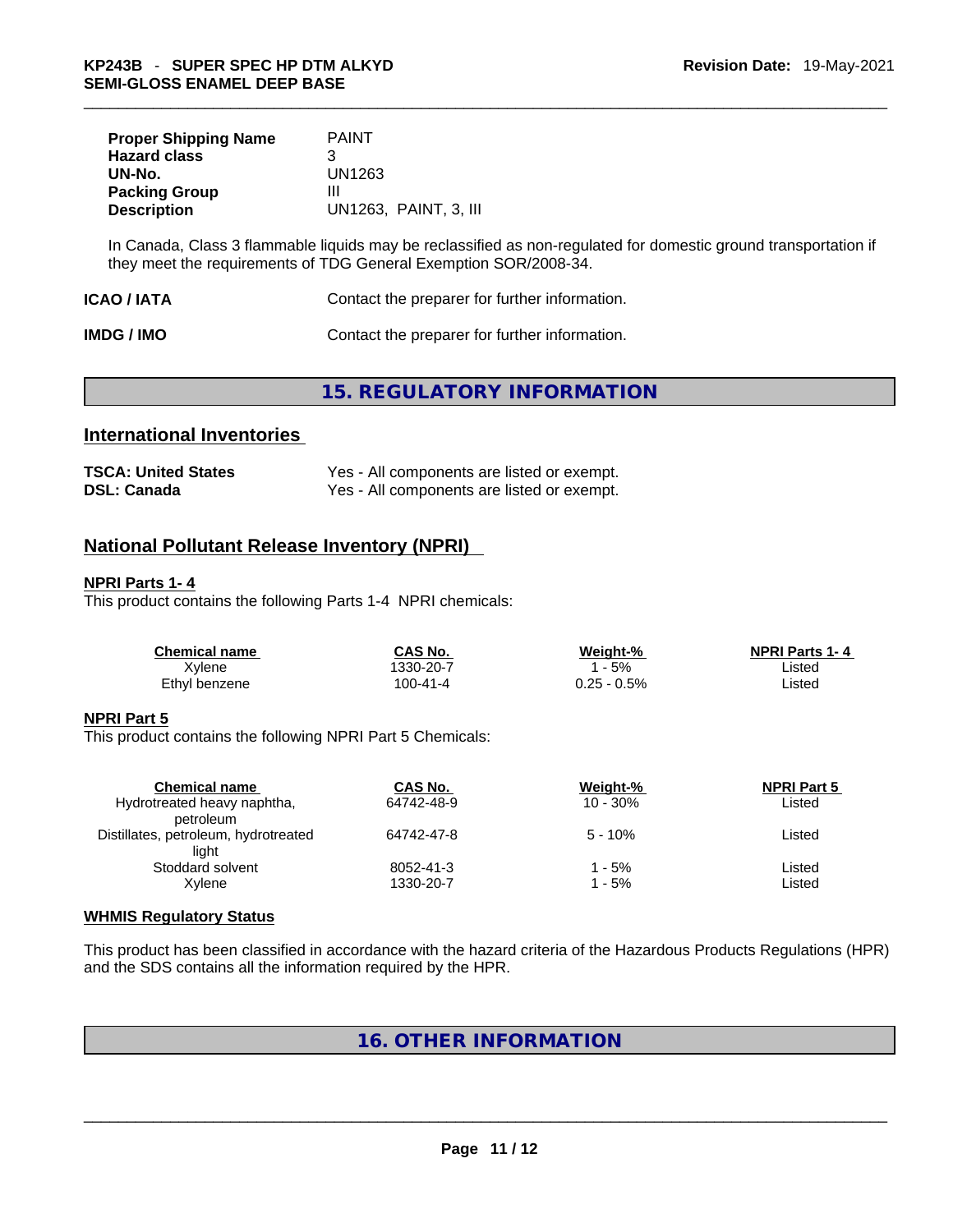| | |
|---|---|
| **Proper Shipping Name** | PAINT |
| **Hazard class** | 3 |
| **UN-No.** | UN1263 |
| **Packing Group** | III |
| **Description** | UN1263, PAINT, 3, III |

In Canada, Class 3 flammable liquids may be reclassified as non-regulated for domestic ground transportation if they meet the requirements of TDG General Exemption SOR/2008-34.

**ICAO / IATA** Contact the preparer for further information.

**IMDG / IMO** Contact the preparer for further information.

## 15. REGULATORY INFORMATION

### International Inventories

| | |
|---|---|
| **TSCA: United States** | Yes - All components are listed or exempt. |
| **DSL: Canada** | Yes - All components are listed or exempt. |

### National Pollutant Release Inventory (NPRI)

**NPRI Parts 1- 4**

This product contains the following Parts 1-4 NPRI chemicals:

| Chemical name | CAS No. | Weight-% | NPRI Parts 1- 4 |
|---|---|---|---|
| Xylene | 1330-20-7 | 1 - 5% | Listed |
| Ethyl benzene | 100-41-4 | 0.25 - 0.5% | Listed |

**NPRI Part 5**

This product contains the following NPRI Part 5 Chemicals:

| Chemical name | CAS No. | Weight-% | NPRI Part 5 |
|---|---|---|---|
| Hydrotreated heavy naphtha, petroleum | 64742-48-9 | 10 - 30% | Listed |
| Distillates, petroleum, hydrotreated light | 64742-47-8 | 5 - 10% | Listed |
| Stoddard solvent | 8052-41-3 | 1 - 5% | Listed |
| Xylene | 1330-20-7 | 1 - 5% | Listed |

**WHMIS Regulatory Status**

This product has been classified in accordance with the hazard criteria of the Hazardous Products Regulations (HPR) and the SDS contains all the information required by the HPR.

## 16. OTHER INFORMATION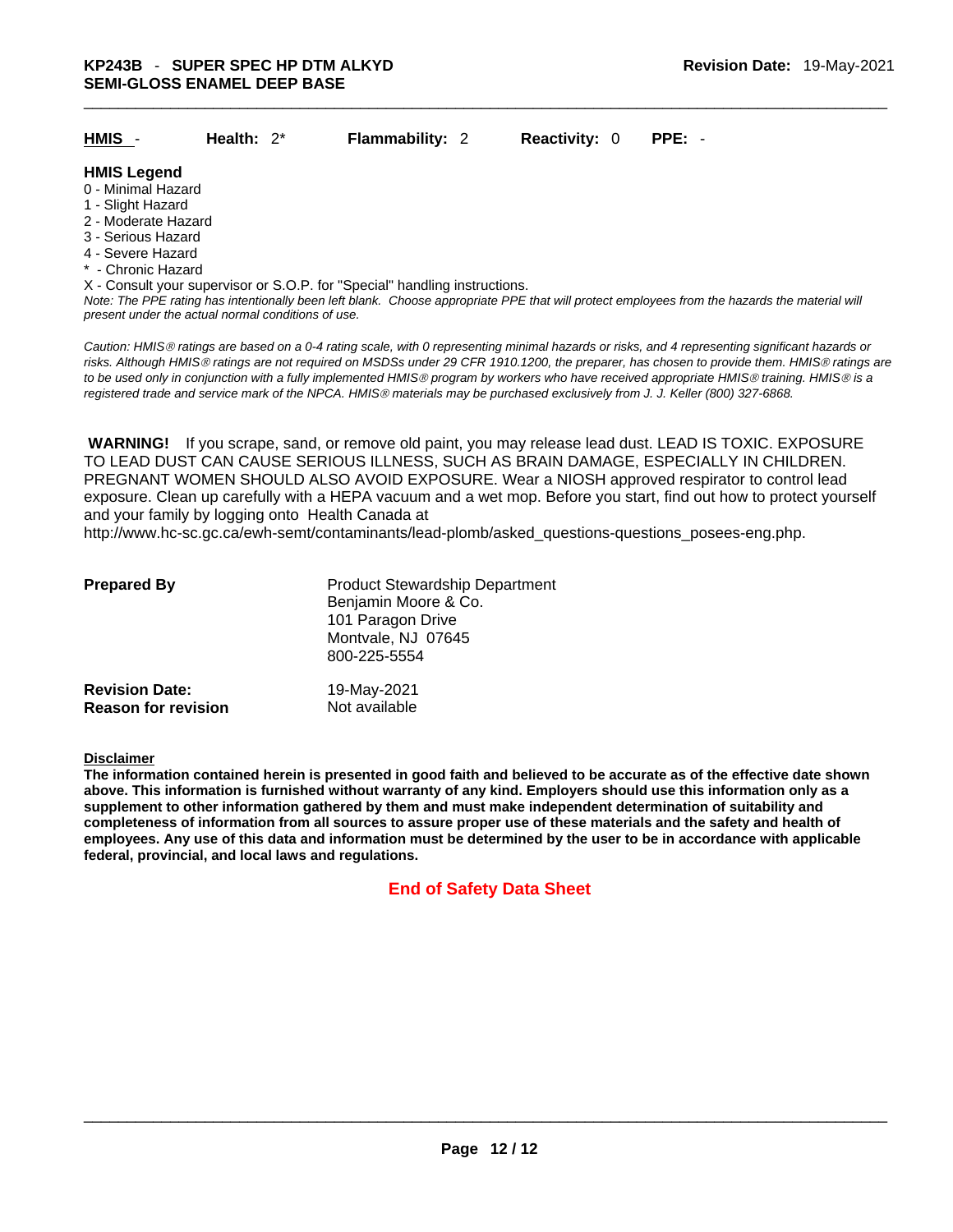| HMIS - | Health: 2* | Flammability: 2 | Reactivity: 0 | PPE: - |
|---|---|---|---|---|

**HMIS Legend**

0 - Minimal Hazard
1 - Slight Hazard
2 - Moderate Hazard
3 - Serious Hazard
4 - Severe Hazard
* - Chronic Hazard
X - Consult your supervisor or S.O.P. for "Special" handling instructions.

*Note: The PPE rating has intentionally been left blank. Choose appropriate PPE that will protect employees from the hazards the material will present under the actual normal conditions of use.*

*Caution: HMIS® ratings are based on a 0-4 rating scale, with 0 representing minimal hazards or risks, and 4 representing significant hazards or risks. Although HMIS® ratings are not required on MSDSs under 29 CFR 1910.1200, the preparer, has chosen to provide them. HMIS® ratings are to be used only in conjunction with a fully implemented HMIS® program by workers who have received appropriate HMIS® training. HMIS® is a registered trade and service mark of the NPCA. HMIS® materials may be purchased exclusively from J. J. Keller (800) 327-6868.*

**WARNING!** If you scrape, sand, or remove old paint, you may release lead dust. LEAD IS TOXIC. EXPOSURE TO LEAD DUST CAN CAUSE SERIOUS ILLNESS, SUCH AS BRAIN DAMAGE, ESPECIALLY IN CHILDREN. PREGNANT WOMEN SHOULD ALSO AVOID EXPOSURE. Wear a NIOSH approved respirator to control lead exposure. Clean up carefully with a HEPA vacuum and a wet mop. Before you start, find out how to protect yourself and your family by logging onto Health Canada at http://www.hc-sc.gc.ca/ewh-semt/contaminants/lead-plomb/asked_questions-questions_posees-eng.php.

**Prepared By**
Product Stewardship Department
Benjamin Moore & Co.
101 Paragon Drive
Montvale, NJ 07645
800-225-5554

**Revision Date:** 19-May-2021
**Reason for revision** Not available

**Disclaimer**

**The information contained herein is presented in good faith and believed to be accurate as of the effective date shown above. This information is furnished without warranty of any kind. Employers should use this information only as a supplement to other information gathered by them and must make independent determination of suitability and completeness of information from all sources to assure proper use of these materials and the safety and health of employees. Any use of this data and information must be determined by the user to be in accordance with applicable federal, provincial, and local laws and regulations.**

**End of Safety Data Sheet**